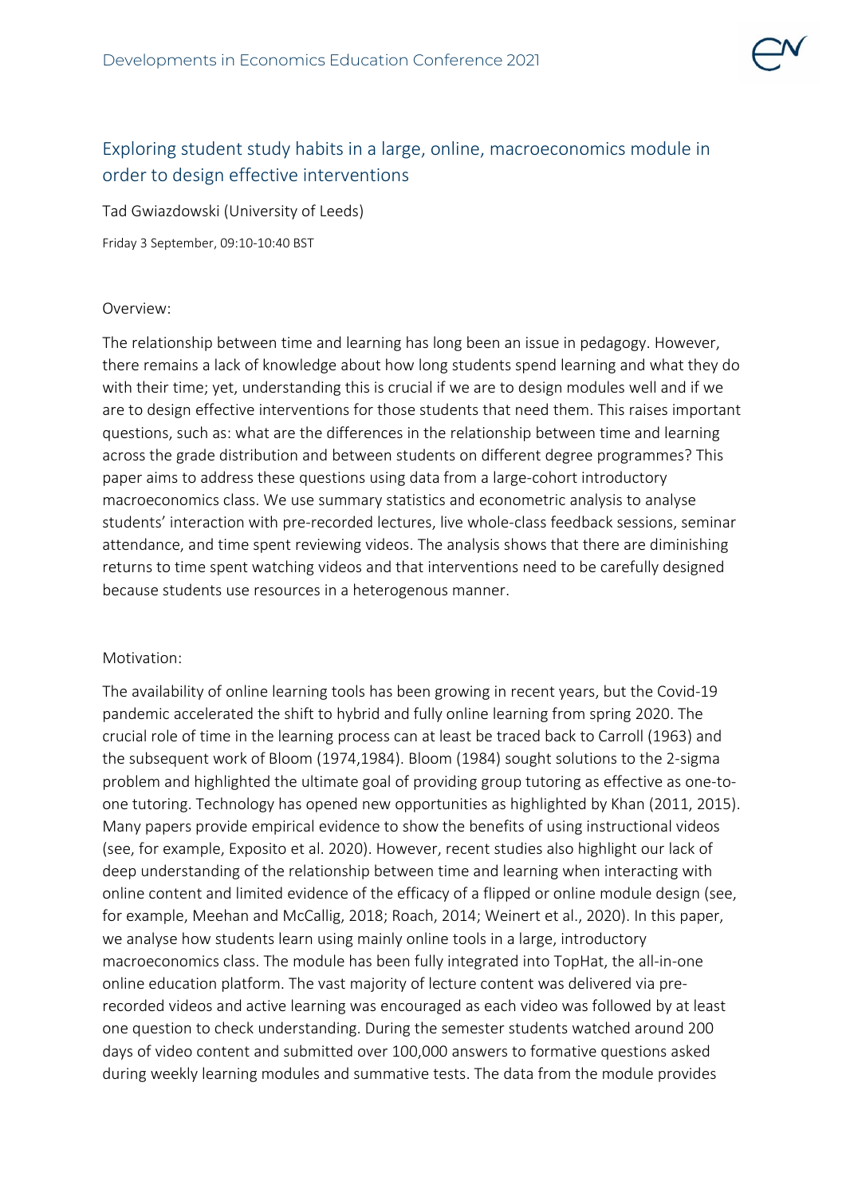# Exploring student study habits in a large, online, macroeconomics module in order to design effective interventions

Tad Gwiazdowski (University of Leeds)

Friday 3 September, 09:10-10:40 BST

## Overview:

The relationship between time and learning has long been an issue in pedagogy. However, there remains a lack of knowledge about how long students spend learning and what they do with their time; yet, understanding this is crucial if we are to design modules well and if we are to design effective interventions for those students that need them. This raises important questions, such as: what are the differences in the relationship between time and learning across the grade distribution and between students on different degree programmes? This paper aims to address these questions using data from a large-cohort introductory macroeconomics class. We use summary statistics and econometric analysis to analyse students' interaction with pre-recorded lectures, live whole-class feedback sessions, seminar attendance, and time spent reviewing videos. The analysis shows that there are diminishing returns to time spent watching videos and that interventions need to be carefully designed because students use resources in a heterogenous manner.

## Motivation:

The availability of online learning tools has been growing in recent years, but the Covid-19 pandemic accelerated the shift to hybrid and fully online learning from spring 2020. The crucial role of time in the learning process can at least be traced back to Carroll (1963) and the subsequent work of Bloom (1974,1984). Bloom (1984) sought solutions to the 2-sigma problem and highlighted the ultimate goal of providing group tutoring as effective as one-to-one tutoring. Technology has opened new opportunities as highlighted by Khan (2011, 2015). Many papers provide empirical evidence to show the benefits of using instructional videos (see, for example, Exposito et al. 2020). However, recent studies also highlight our lack of deep understanding of the relationship between time and learning when interacting with online content and limited evidence of the efficacy of a flipped or online module design (see, for example, Meehan and McCallig, 2018; Roach, 2014; Weinert et al., 2020). In this paper, we analyse how students learn using mainly online tools in a large, introductory macroeconomics class. The module has been fully integrated into TopHat, the all-in-one online education platform. The vast majority of lecture content was delivered via pre-recorded videos and active learning was encouraged as each video was followed by at least one question to check understanding. During the semester students watched around 200 days of video content and submitted over 100,000 answers to formative questions asked during weekly learning modules and summative tests. The data from the module provides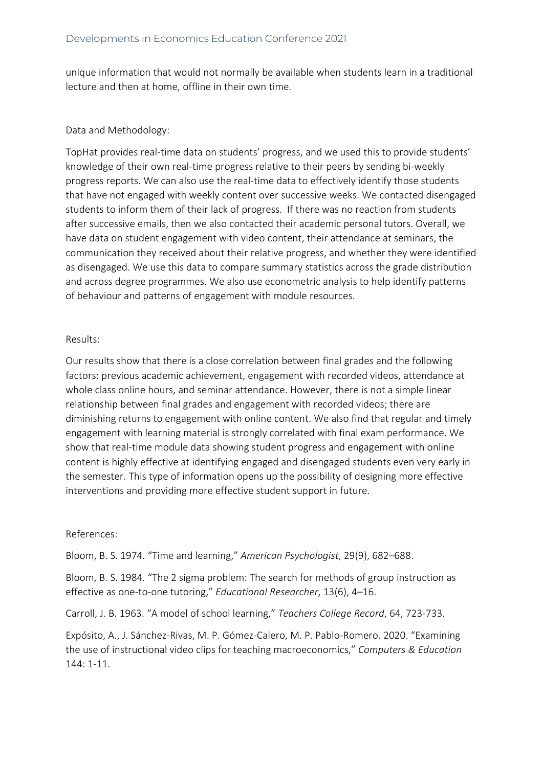unique information that would not normally be available when students learn in a traditional lecture and then at home, offline in their own time.

Data and Methodology:

TopHat provides real-time data on students' progress, and we used this to provide students' knowledge of their own real-time progress relative to their peers by sending bi-weekly progress reports. We can also use the real-time data to effectively identify those students that have not engaged with weekly content over successive weeks. We contacted disengaged students to inform them of their lack of progress. If there was no reaction from students after successive emails, then we also contacted their academic personal tutors. Overall, we have data on student engagement with video content, their attendance at seminars, the communication they received about their relative progress, and whether they were identified as disengaged. We use this data to compare summary statistics across the grade distribution and across degree programmes. We also use econometric analysis to help identify patterns of behaviour and patterns of engagement with module resources.

Results:

Our results show that there is a close correlation between final grades and the following factors: previous academic achievement, engagement with recorded videos, attendance at whole class online hours, and seminar attendance. However, there is not a simple linear relationship between final grades and engagement with recorded videos; there are diminishing returns to engagement with online content. We also find that regular and timely engagement with learning material is strongly correlated with final exam performance. We show that real-time module data showing student progress and engagement with online content is highly effective at identifying engaged and disengaged students even very early in the semester. This type of information opens up the possibility of designing more effective interventions and providing more effective student support in future.

References:

Bloom, B. S. 1974. "Time and learning," *American Psychologist*, 29(9), 682–688.

Bloom, B. S. 1984. "The 2 sigma problem: The search for methods of group instruction as effective as one-to-one tutoring," *Educational Researcher*, 13(6), 4–16.

Carroll, J. B. 1963. "A model of school learning," *Teachers College Record*, 64, 723-733.

Expósito, A., J. Sánchez-Rivas, M. P. Gómez-Calero, M. P. Pablo-Romero. 2020. "Examining the use of instructional video clips for teaching macroeconomics," *Computers & Education* 144: 1-11.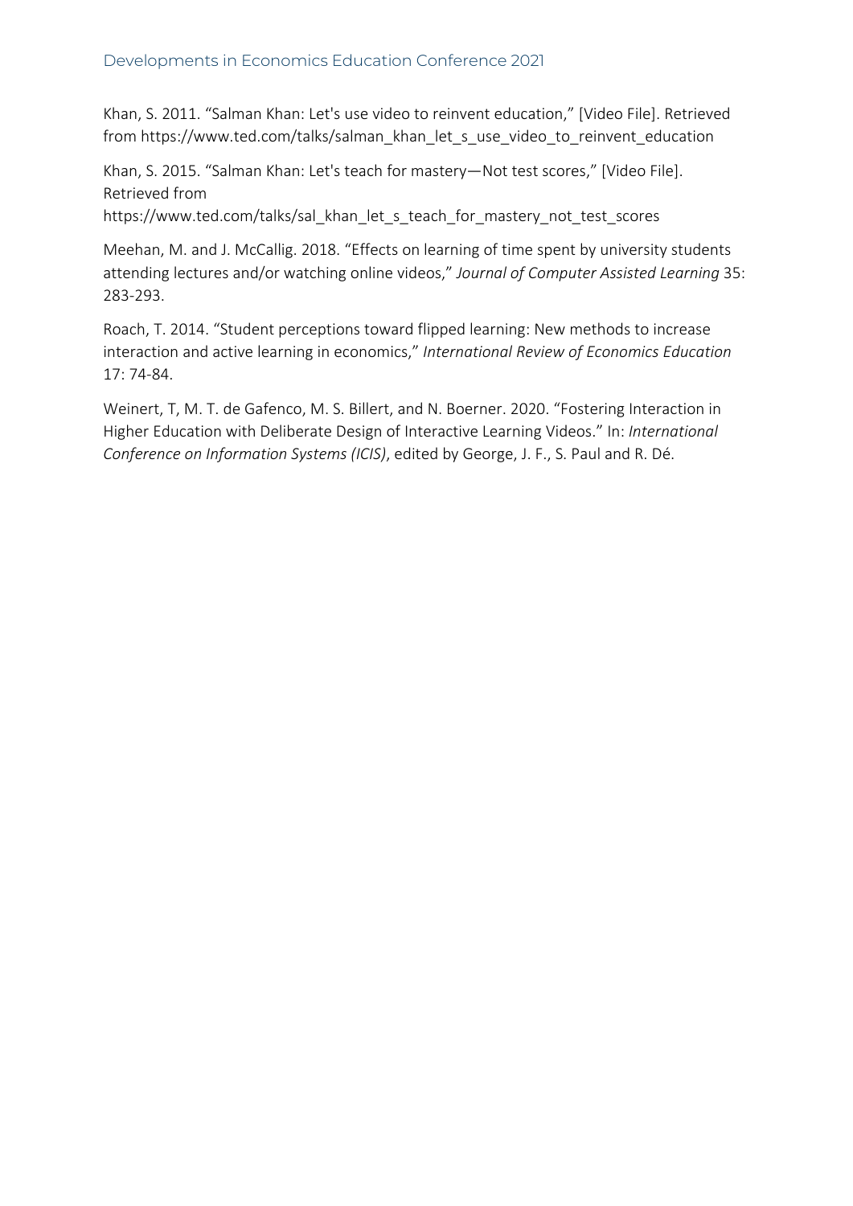Khan, S. 2011. “Salman Khan: Let's use video to reinvent education,” [Video File]. Retrieved from https://www.ted.com/talks/salman_khan_let_s_use_video_to_reinvent_education

Khan, S. 2015. “Salman Khan: Let's teach for mastery—Not test scores,” [Video File]. Retrieved from https://www.ted.com/talks/sal_khan_let_s_teach_for_mastery_not_test_scores

Meehan, M. and J. McCallig. 2018. “Effects on learning of time spent by university students attending lectures and/or watching online videos,” *Journal of Computer Assisted Learning* 35: 283-293.

Roach, T. 2014. “Student perceptions toward flipped learning: New methods to increase interaction and active learning in economics,” *International Review of Economics Education* 17: 74-84.

Weinert, T, M. T. de Gafenco, M. S. Billert, and N. Boerner. 2020. “Fostering Interaction in Higher Education with Deliberate Design of Interactive Learning Videos.” In: *International Conference on Information Systems (ICIS)*, edited by George, J. F., S. Paul and R. Dé.